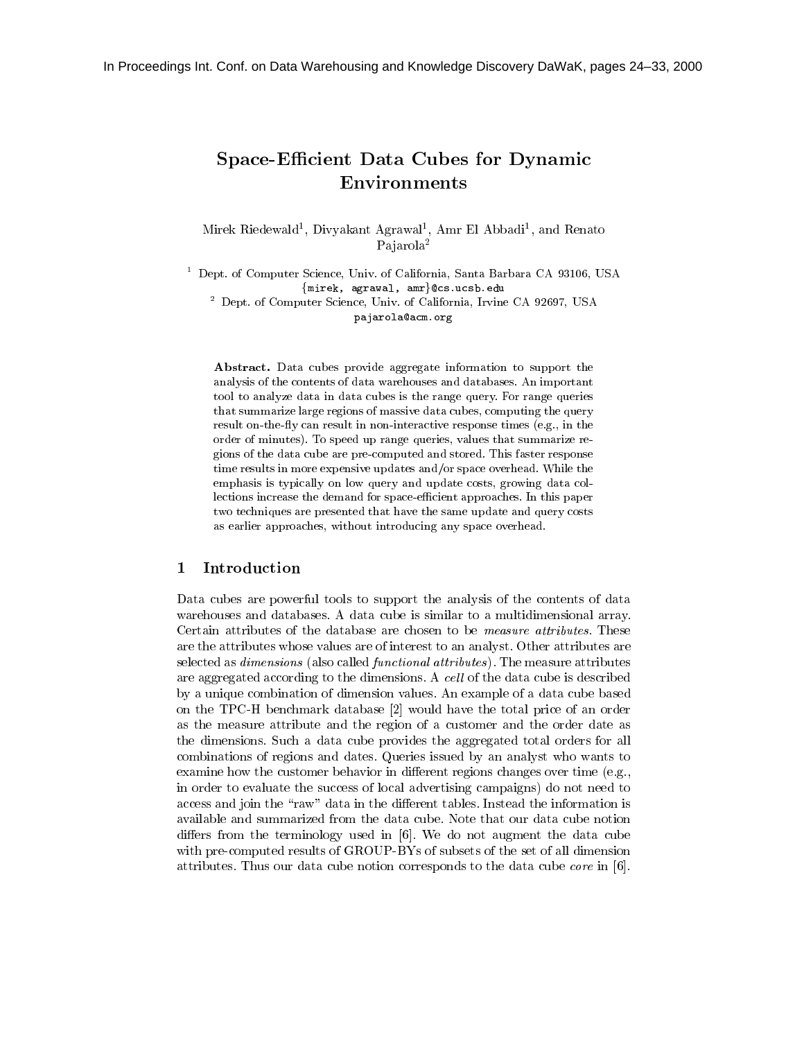In Proceedings Int. Conf. on Data Warehousing and Knowledge Discovery DaWaK, pages 24–33, 2000

# Space-Efficient Data Cubes for Dynamic Environments

Mirek Riedewald[1], Divyakant Agrawal[1], Amr El Abbadi[1], and Renato Pajarola[2]

[1] Dept. of Computer Science, Univ. of California, Santa Barbara CA 93106, USA
{mirek, agrawal, amr}@cs.ucsb.edu

[2] Dept. of Computer Science, Univ. of California, Irvine CA 92697, USA
pajarola@acm.org

**Abstract.** Data cubes provide aggregate information to support the analysis of the contents of data warehouses and databases. An important tool to analyze data in data cubes is the range query. For range queries that summarize large regions of massive data cubes, computing the query result on-the-fly can result in non-interactive response times (e.g., in the order of minutes). To speed up range queries, values that summarize regions of the data cube are pre-computed and stored. This faster response time results in more expensive updates and/or space overhead. While the emphasis is typically on low query and update costs, growing data collections increase the demand for space-efficient approaches. In this paper two techniques are presented that have the same update and query costs as earlier approaches, without introducing any space overhead.

## 1 Introduction

Data cubes are powerful tools to support the analysis of the contents of data warehouses and databases. A data cube is similar to a multidimensional array. Certain attributes of the database are chosen to be *measure attributes*. These are the attributes whose values are of interest to an analyst. Other attributes are selected as *dimensions* (also called *functional attributes*). The measure attributes are aggregated according to the dimensions. A *cell* of the data cube is described by a unique combination of dimension values. An example of a data cube based on the TPC-H benchmark database [2] would have the total price of an order as the measure attribute and the region of a customer and the order date as the dimensions. Such a data cube provides the aggregated total orders for all combinations of regions and dates. Queries issued by an analyst who wants to examine how the customer behavior in different regions changes over time (e.g., in order to evaluate the success of local advertising campaigns) do not need to access and join the "raw" data in the different tables. Instead the information is available and summarized from the data cube. Note that our data cube notion differs from the terminology used in [6]. We do not augment the data cube with pre-computed results of GROUP-BYs of subsets of the set of all dimension attributes. Thus our data cube notion corresponds to the data cube *core* in [6].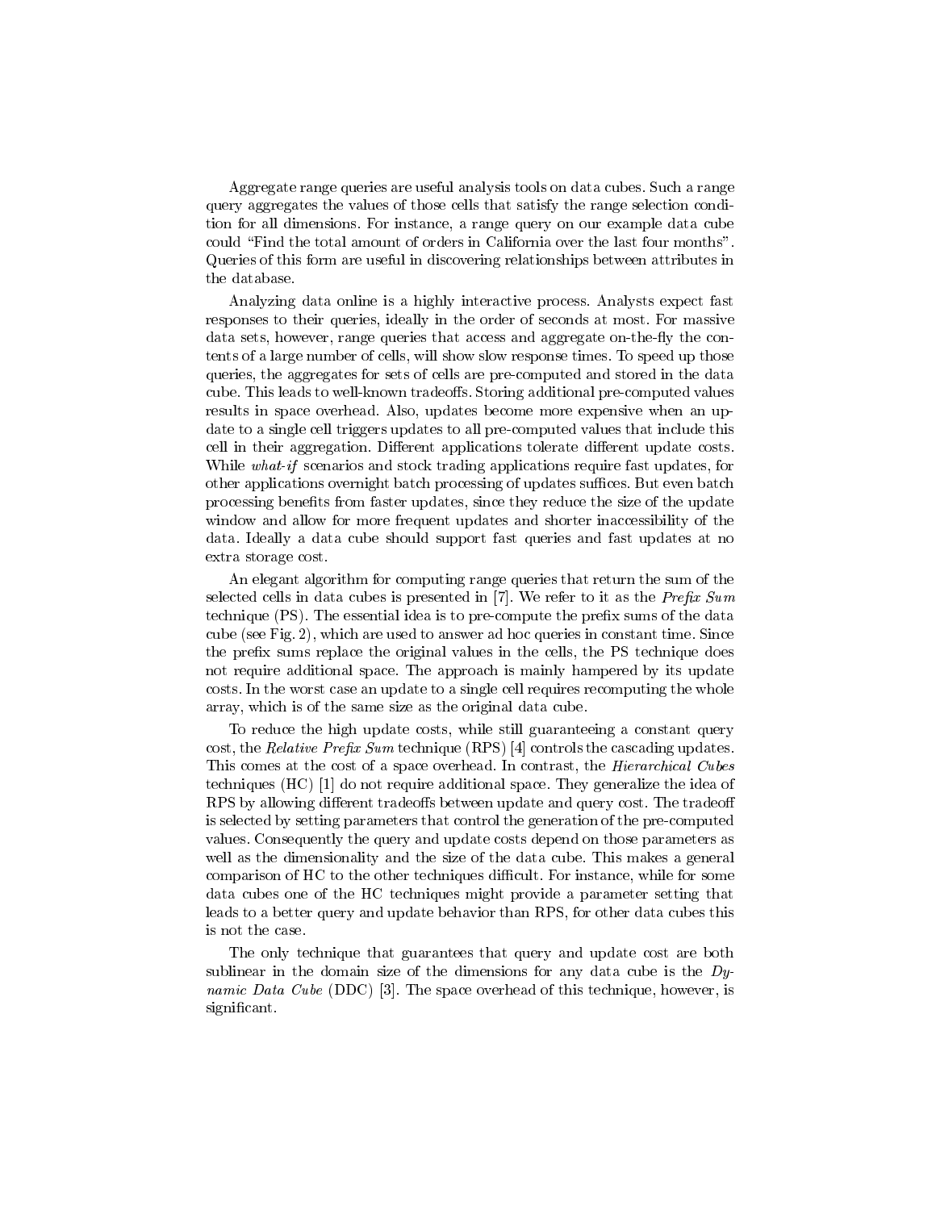Aggregate range queries are useful analysis tools on data cubes. Such a range query aggregates the values of those cells that satisfy the range selection condition for all dimensions. For instance, a range query on our example data cube could "Find the total amount of orders in California over the last four months". Queries of this form are useful in discovering relationships between attributes in the database.

Analyzing data online is a highly interactive process. Analysts expect fast responses to their queries, ideally in the order of seconds at most. For massive data sets, however, range queries that access and aggregate on-the-fly the contents of a large number of cells, will show slow response times. To speed up those queries, the aggregates for sets of cells are pre-computed and stored in the data cube. This leads to well-known tradeoffs. Storing additional pre-computed values results in space overhead. Also, updates become more expensive when an update to a single cell triggers updates to all pre-computed values that include this cell in their aggregation. Different applications tolerate different update costs. While *what-if* scenarios and stock trading applications require fast updates, for other applications overnight batch processing of updates suffices. But even batch processing benefits from faster updates, since they reduce the size of the update window and allow for more frequent updates and shorter inaccessibility of the data. Ideally a data cube should support fast queries and fast updates at no extra storage cost.

An elegant algorithm for computing range queries that return the sum of the selected cells in data cubes is presented in [7]. We refer to it as the *Prefix Sum* technique (PS). The essential idea is to pre-compute the prefix sums of the data cube (see Fig. 2), which are used to answer ad hoc queries in constant time. Since the prefix sums replace the original values in the cells, the PS technique does not require additional space. The approach is mainly hampered by its update costs. In the worst case an update to a single cell requires recomputing the whole array, which is of the same size as the original data cube.

To reduce the high update costs, while still guaranteeing a constant query cost, the *Relative Prefix Sum* technique (RPS) [4] controls the cascading updates. This comes at the cost of a space overhead. In contrast, the *Hierarchical Cubes* techniques (HC) [1] do not require additional space. They generalize the idea of RPS by allowing different tradeoffs between update and query cost. The tradeoff is selected by setting parameters that control the generation of the pre-computed values. Consequently the query and update costs depend on those parameters as well as the dimensionality and the size of the data cube. This makes a general comparison of HC to the other techniques difficult. For instance, while for some data cubes one of the HC techniques might provide a parameter setting that leads to a better query and update behavior than RPS, for other data cubes this is not the case.

The only technique that guarantees that query and update cost are both sublinear in the domain size of the dimensions for any data cube is the *Dynamic Data Cube* (DDC) [3]. The space overhead of this technique, however, is significant.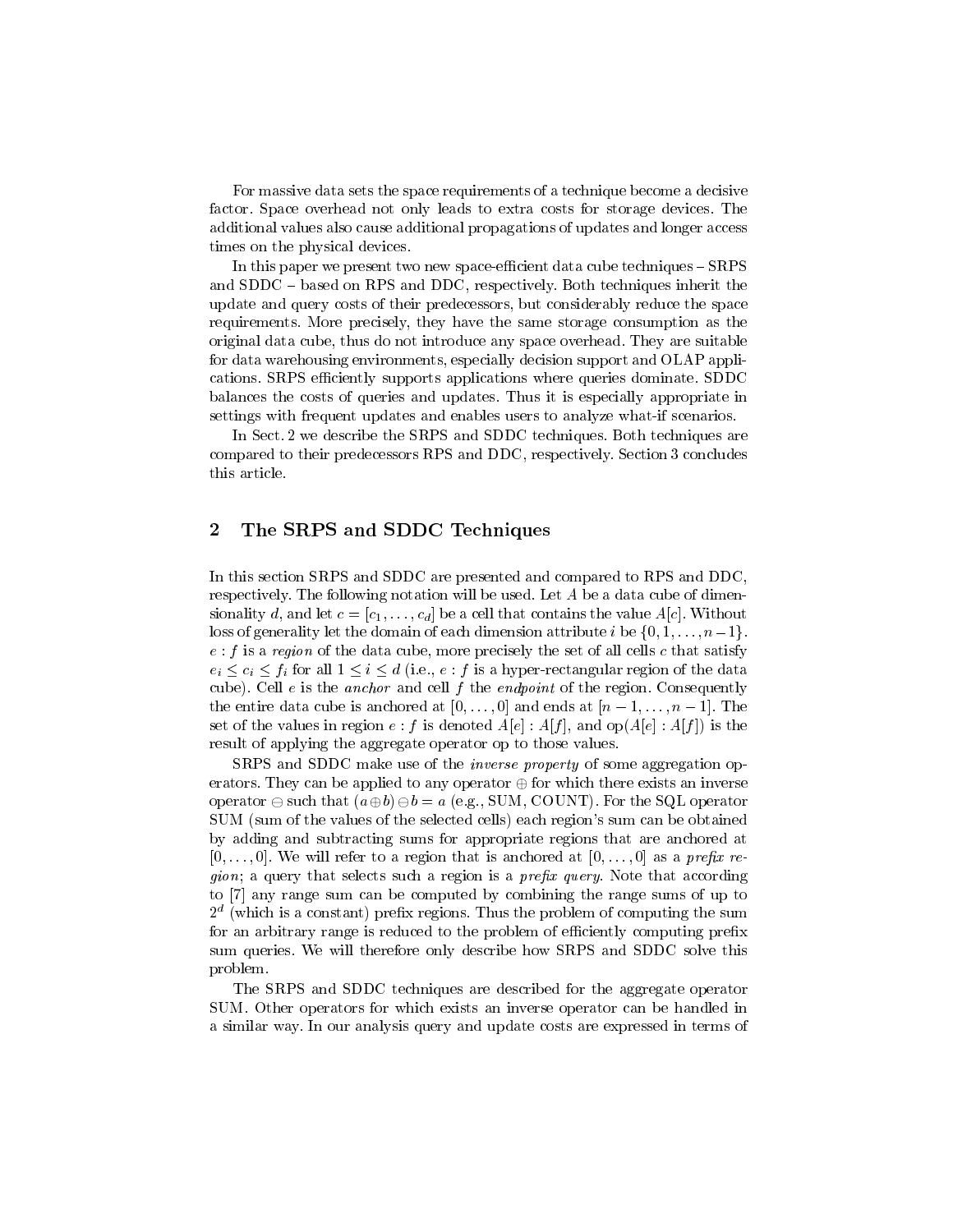For massive data sets the space requirements of a technique become a decisive factor. Space overhead not only leads to extra costs for storage devices. The additional values also cause additional propagations of updates and longer access times on the physical devices.

In this paper we present two new space-efficient data cube techniques – SRPS and SDDC – based on RPS and DDC, respectively. Both techniques inherit the update and query costs of their predecessors, but considerably reduce the space requirements. More precisely, they have the same storage consumption as the original data cube, thus do not introduce any space overhead. They are suitable for data warehousing environments, especially decision support and OLAP applications. SRPS efficiently supports applications where queries dominate. SDDC balances the costs of queries and updates. Thus it is especially appropriate in settings with frequent updates and enables users to analyze what-if scenarios.

In Sect. 2 we describe the SRPS and SDDC techniques. Both techniques are compared to their predecessors RPS and DDC, respectively. Section 3 concludes this article.

## 2 The SRPS and SDDC Techniques

In this section SRPS and SDDC are presented and compared to RPS and DDC, respectively. The following notation will be used. Let $A$ be a data cube of dimensionality $d$, and let $c = [c_1, \ldots, c_d]$ be a cell that contains the value $A[c]$. Without loss of generality let the domain of each dimension attribute $i$ be $\{0, 1, \ldots, n-1\}$. $e : f$ is a *region* of the data cube, more precisely the set of all cells $c$ that satisfy $e_i \leq c_i \leq f_i$ for all $1 \leq i \leq d$ (i.e., $e : f$ is a hyper-rectangular region of the data cube). Cell $e$ is the *anchor* and cell $f$ the *endpoint* of the region. Consequently the entire data cube is anchored at $[0, \ldots, 0]$ and ends at $[n-1, \ldots, n-1]$. The set of the values in region $e : f$ is denoted $A[e] : A[f]$, and $\text{op}(A[e] : A[f])$ is the result of applying the aggregate operator op to those values.

SRPS and SDDC make use of the *inverse property* of some aggregation operators. They can be applied to any operator $\oplus$ for which there exists an inverse operator $\ominus$ such that $(a \oplus b) \ominus b = a$ (e.g., SUM, COUNT). For the SQL operator SUM (sum of the values of the selected cells) each region's sum can be obtained by adding and subtracting sums for appropriate regions that are anchored at $[0, \ldots, 0]$. We will refer to a region that is anchored at $[0, \ldots, 0]$ as a *prefix region*; a query that selects such a region is a *prefix query*. Note that according to [7] any range sum can be computed by combining the range sums of up to $2^d$ (which is a constant) prefix regions. Thus the problem of computing the sum for an arbitrary range is reduced to the problem of efficiently computing prefix sum queries. We will therefore only describe how SRPS and SDDC solve this problem.

The SRPS and SDDC techniques are described for the aggregate operator SUM. Other operators for which exists an inverse operator can be handled in a similar way. In our analysis query and update costs are expressed in terms of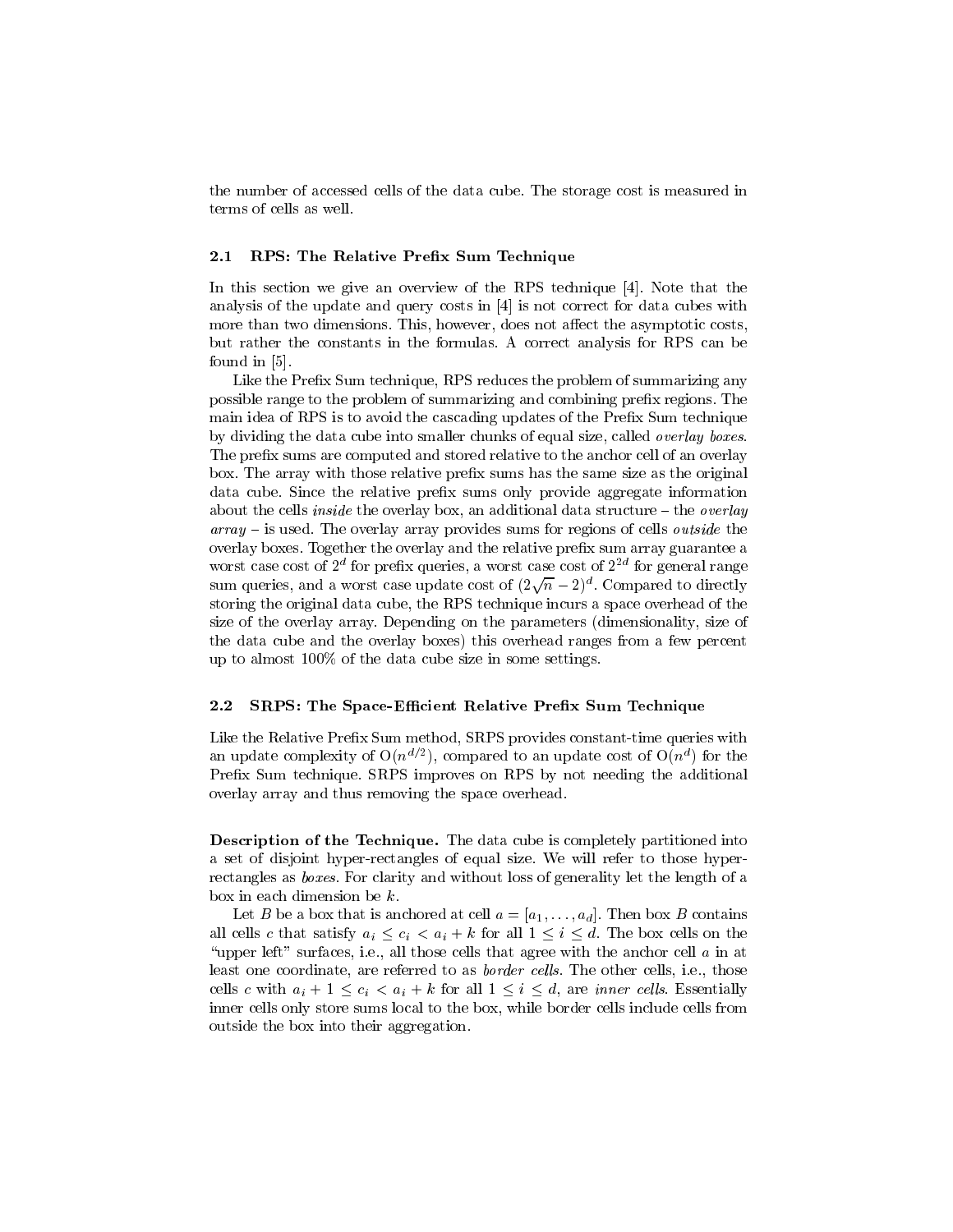the number of accessed cells of the data cube. The storage cost is measured in terms of cells as well.

### 2.1 RPS: The Relative Prefix Sum Technique

In this section we give an overview of the RPS technique [4]. Note that the analysis of the update and query costs in [4] is not correct for data cubes with more than two dimensions. This, however, does not affect the asymptotic costs, but rather the constants in the formulas. A correct analysis for RPS can be found in [5].

Like the Prefix Sum technique, RPS reduces the problem of summarizing any possible range to the problem of summarizing and combining prefix regions. The main idea of RPS is to avoid the cascading updates of the Prefix Sum technique by dividing the data cube into smaller chunks of equal size, called *overlay boxes*. The prefix sums are computed and stored relative to the anchor cell of an overlay box. The array with those relative prefix sums has the same size as the original data cube. Since the relative prefix sums only provide aggregate information about the cells *inside* the overlay box, an additional data structure – the *overlay array* – is used. The overlay array provides sums for regions of cells *outside* the overlay boxes. Together the overlay and the relative prefix sum array guarantee a worst case cost of $2^d$ for prefix queries, a worst case cost of $2^{2d}$ for general range sum queries, and a worst case update cost of $(2\sqrt{n}-2)^d$. Compared to directly storing the original data cube, the RPS technique incurs a space overhead of the size of the overlay array. Depending on the parameters (dimensionality, size of the data cube and the overlay boxes) this overhead ranges from a few percent up to almost 100% of the data cube size in some settings.

### 2.2 SRPS: The Space-Efficient Relative Prefix Sum Technique

Like the Relative Prefix Sum method, SRPS provides constant-time queries with an update complexity of $O(n^{d/2})$, compared to an update cost of $O(n^d)$ for the Prefix Sum technique. SRPS improves on RPS by not needing the additional overlay array and thus removing the space overhead.

**Description of the Technique.** The data cube is completely partitioned into a set of disjoint hyper-rectangles of equal size. We will refer to those hyper-rectangles as *boxes*. For clarity and without loss of generality let the length of a box in each dimension be $k$.

Let $B$ be a box that is anchored at cell $a = [a_1, \ldots, a_d]$. Then box $B$ contains all cells $c$ that satisfy $a_i \leq c_i < a_i + k$ for all $1 \leq i \leq d$. The box cells on the "upper left" surfaces, i.e., all those cells that agree with the anchor cell $a$ in at least one coordinate, are referred to as *border cells*. The other cells, i.e., those cells $c$ with $a_i + 1 \leq c_i < a_i + k$ for all $1 \leq i \leq d$, are *inner cells*. Essentially inner cells only store sums local to the box, while border cells include cells from outside the box into their aggregation.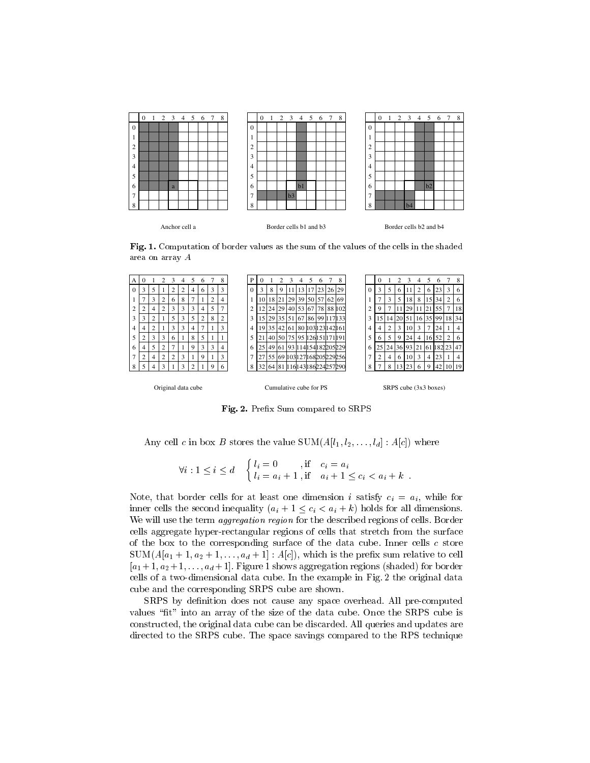|   | 0 | 1 | 2 | 3 | 4 | 5 | 6 | 7 | 8 |
|---|---|---|---|---|---|---|---|---|---|
| 0 | | | | | | | | | |
| 1 | | | | | | | | | |
| 2 | | | | | | | | | |
| 3 | | | | | | | | | |
| 4 | | | | | | | | | |
| 5 | | | | | | | | | |
| 6 | | | | a | | | | | |
| 7 | | | | | | | | | |
| 8 | | | | | | | | | |

Anchor cell a

|   | 0 | 1 | 2 | 3 | 4 | 5 | 6 | 7 | 8 |
|---|---|---|---|---|---|---|---|---|---|
| 0 | | | | | | | | | |
| 1 | | | | | | | | | |
| 2 | | | | | | | | | |
| 3 | | | | | | | | | |
| 4 | | | | | | | | | |
| 5 | | | | | | | | | |
| 6 | | | | | b1 | | | | |
| 7 | | | | b3 | | | | | |
| 8 | | | | | | | | | |

Border cells b1 and b3

|   | 0 | 1 | 2 | 3 | 4 | 5 | 6 | 7 | 8 |
|---|---|---|---|---|---|---|---|---|---|
| 0 | | | | | | | | | |
| 1 | | | | | | | | | |
| 2 | | | | | | | | | |
| 3 | | | | | | | | | |
| 4 | | | | | | | | | |
| 5 | | | | | | | | | |
| 6 | | | | | | b2 | | | |
| 7 | | | | | | | | | |
| 8 | | | | b4 | | | | | |

Border cells b2 and b4

**Fig. 1.** Computation of border values as the sum of the values of the cells in the shaded area on array $A$

| A | 0 | 1 | 2 | 3 | 4 | 5 | 6 | 7 | 8 |
|---|---|---|---|---|---|---|---|---|---|
| 0 | 3 | 5 | 1 | 2 | 2 | 4 | 6 | 3 | 3 |
| 1 | 7 | 3 | 2 | 6 | 8 | 7 | 1 | 2 | 4 |
| 2 | 2 | 4 | 2 | 3 | 3 | 3 | 4 | 5 | 7 |
| 3 | 3 | 2 | 1 | 5 | 3 | 5 | 2 | 8 | 2 |
| 4 | 4 | 2 | 1 | 3 | 3 | 4 | 7 | 1 | 3 |
| 5 | 2 | 3 | 3 | 6 | 1 | 8 | 5 | 1 | 1 |
| 6 | 4 | 5 | 2 | 7 | 1 | 9 | 3 | 3 | 4 |
| 7 | 2 | 4 | 2 | 2 | 3 | 1 | 9 | 1 | 3 |
| 8 | 5 | 4 | 3 | 1 | 3 | 2 | 1 | 9 | 6 |

Original data cube

| P | 0 | 1 | 2 | 3 | 4 | 5 | 6 | 7 | 8 |
|---|---|---|---|---|---|---|---|---|---|
| 0 | 3 | 8 | 9 | 11 | 13 | 17 | 23 | 26 | 29 |
| 1 | 10 | 18 | 21 | 29 | 39 | 50 | 57 | 62 | 69 |
| 2 | 12 | 24 | 29 | 40 | 53 | 67 | 78 | 88 | 102 |
| 3 | 15 | 29 | 35 | 51 | 67 | 86 | 99 | 117 | 133 |
| 4 | 19 | 35 | 42 | 61 | 80 | 103 | 123 | 142 | 161 |
| 5 | 21 | 40 | 50 | 75 | 95 | 126 | 151 | 171 | 191 |
| 6 | 25 | 49 | 61 | 93 | 114 | 154 | 182 | 205 | 229 |
| 7 | 27 | 55 | 69 | 103 | 127 | 168 | 205 | 229 | 256 |
| 8 | 32 | 64 | 81 | 116 | 143 | 186 | 224 | 257 | 290 |

Cumulative cube for PS

|   | 0 | 1 | 2 | 3 | 4 | 5 | 6 | 7 | 8 |
|---|---|---|---|---|---|---|---|---|---|
| 0 | 3 | 5 | 6 | 11 | 2 | 6 | 23 | 3 | 6 |
| 1 | 7 | 3 | 5 | 18 | 8 | 15 | 34 | 2 | 6 |
| 2 | 9 | 7 | 11 | 29 | 11 | 21 | 55 | 7 | 18 |
| 3 | 15 | 14 | 20 | 51 | 16 | 35 | 99 | 18 | 34 |
| 4 | 4 | 2 | 3 | 10 | 3 | 7 | 24 | 1 | 4 |
| 5 | 6 | 5 | 9 | 24 | 4 | 16 | 52 | 2 | 6 |
| 6 | 25 | 24 | 36 | 93 | 21 | 61 | 182 | 23 | 47 |
| 7 | 2 | 4 | 6 | 10 | 3 | 4 | 23 | 1 | 4 |
| 8 | 7 | 8 | 13 | 23 | 6 | 9 | 42 | 10 | 19 |

SRPS cube (3x3 boxes)

**Fig. 2.** Prefix Sum compared to SRPS

Any cell $c$ in box $B$ stores the value $\mathrm{SUM}(A[l_1, l_2, \ldots, l_d] : A[c])$ where

$$\forall i : 1 \leq i \leq d \quad \begin{cases} l_i = 0 & \text{, if} \quad c_i = a_i \\ l_i = a_i + 1 & \text{, if} \quad a_i + 1 \leq c_i < a_i + k \end{cases} .$$

Note, that border cells for at least one dimension $i$ satisfy $c_i = a_i$, while for inner cells the second inequality ($a_i + 1 \leq c_i < a_i + k$) holds for all dimensions. We will use the term *aggregation region* for the described regions of cells. Border cells aggregate hyper-rectangular regions of cells that stretch from the surface of the box to the corresponding surface of the data cube. Inner cells $c$ store $\mathrm{SUM}(A[a_1 + 1, a_2 + 1, \ldots, a_d + 1] : A[c])$, which is the prefix sum relative to cell $[a_1 + 1, a_2 + 1, \ldots, a_d + 1]$. Figure 1 shows aggregation regions (shaded) for border cells of a two-dimensional data cube. In the example in Fig. 2 the original data cube and the corresponding SRPS cube are shown.

SRPS by definition does not cause any space overhead. All pre-computed values "fit" into an array of the size of the data cube. Once the SRPS cube is constructed, the original data cube can be discarded. All queries and updates are directed to the SRPS cube. The space savings compared to the RPS technique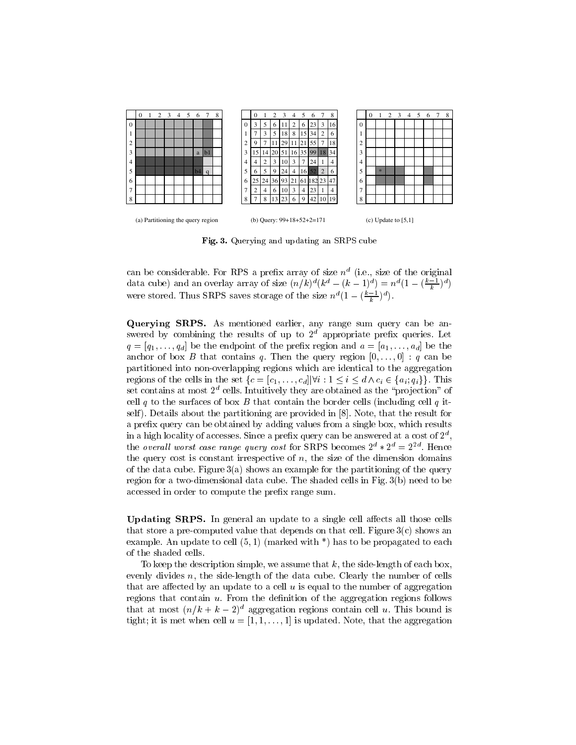| | 0 | 1 | 2 | 3 | 4 | 5 | 6 | 7 | 8 |
|---|---|---|---|---|---|---|---|---|---|
| 0 | | | | | | | | | |
| 1 | | | | | | | | | |
| 2 | | | | | | | | | |
| 3 | | | | | | | a | b1 | |
| 4 | | | | | | | | | |
| 5 | | | | | | | b4 | q | |
| 6 | | | | | | | | | |
| 7 | | | | | | | | | |
| 8 | | | | | | | | | |

(a) Partitioning the query region

| | 0 | 1 | 2 | 3 | 4 | 5 | 6 | 7 | 8 |
|---|---|---|---|---|---|---|---|---|---|
| 0 | 3 | 5 | 6 | 11 | 2 | 6 | 23 | 3 | 16 |
| 1 | 7 | 3 | 5 | 18 | 8 | 15 | 34 | 2 | 6 |
| 2 | 9 | 7 | 11 | 29 | 11 | 21 | 55 | 7 | 18 |
| 3 | 15 | 14 | 20 | 51 | 16 | 35 | 99 | 18 | 34 |
| 4 | 4 | 2 | 3 | 10 | 3 | 7 | 24 | 1 | 4 |
| 5 | 6 | 5 | 9 | 24 | 4 | 16 | 52 | 2 | 6 |
| 6 | 25 | 24 | 36 | 93 | 21 | 61 | 182 | 23 | 47 |
| 7 | 2 | 4 | 6 | 10 | 3 | 4 | 23 | 1 | 4 |
| 8 | 7 | 8 | 13 | 23 | 6 | 9 | 42 | 10 | 19 |

(b) Query: 99+18+52+2=171

| | 0 | 1 | 2 | 3 | 4 | 5 | 6 | 7 | 8 |
|---|---|---|---|---|---|---|---|---|---|
| 0 | | | | | | | | | |
| 1 | | | | | | | | | |
| 2 | | | | | | | | | |
| 3 | | | | | | | | | |
| 4 | | | | | | | | | |
| 5 | | * | | | | | | | |
| 6 | | | | | | | | | |
| 7 | | | | | | | | | |
| 8 | | | | | | | | | |

(c) Update to [5,1]

**Fig. 3.** Querying and updating an SRPS cube

can be considerable. For RPS a prefix array of size $n^d$ (i.e., size of the original data cube) and an overlay array of size $(n/k)^d(k^d - (k-1)^d) = n^d(1 - (\frac{k-1}{k})^d)$ were stored. Thus SRPS saves storage of the size $n^d(1 - (\frac{k-1}{k})^d)$.

**Querying SRPS.** As mentioned earlier, any range sum query can be answered by combining the results of up to $2^d$ appropriate prefix queries. Let $q = [q_1, \ldots, q_d]$ be the endpoint of the prefix region and $a = [a_1, \ldots, a_d]$ be the anchor of box $B$ that contains $q$. Then the query region $[0, \ldots, 0] : q$ can be partitioned into non-overlapping regions which are identical to the aggregation regions of the cells in the set $\{c = [c_1, \ldots, c_d] | \forall i : 1 \leq i \leq d \wedge c_i \in \{a_i; q_i\}\}$. This set contains at most $2^d$ cells. Intuitively they are obtained as the "projection" of cell $q$ to the surfaces of box $B$ that contain the border cells (including cell $q$ itself). Details about the partitioning are provided in [8]. Note, that the result for a prefix query can be obtained by adding values from a single box, which results in a high locality of accesses. Since a prefix query can be answered at a cost of $2^d$, the *overall worst case range query cost* for SRPS becomes $2^d * 2^d = 2^{2d}$. Hence the query cost is constant irrespective of $n$, the size of the dimension domains of the data cube. Figure 3(a) shows an example for the partitioning of the query region for a two-dimensional data cube. The shaded cells in Fig. 3(b) need to be accessed in order to compute the prefix range sum.

**Updating SRPS.** In general an update to a single cell affects all those cells that store a pre-computed value that depends on that cell. Figure 3(c) shows an example. An update to cell $(5, 1)$ (marked with *) has to be propagated to each of the shaded cells.

To keep the description simple, we assume that $k$, the side-length of each box, evenly divides $n$, the side-length of the data cube. Clearly the number of cells that are affected by an update to a cell $u$ is equal to the number of aggregation regions that contain $u$. From the definition of the aggregation regions follows that at most $(n/k + k - 2)^d$ aggregation regions contain cell $u$. This bound is tight; it is met when cell $u = [1, 1, \ldots, 1]$ is updated. Note, that the aggregation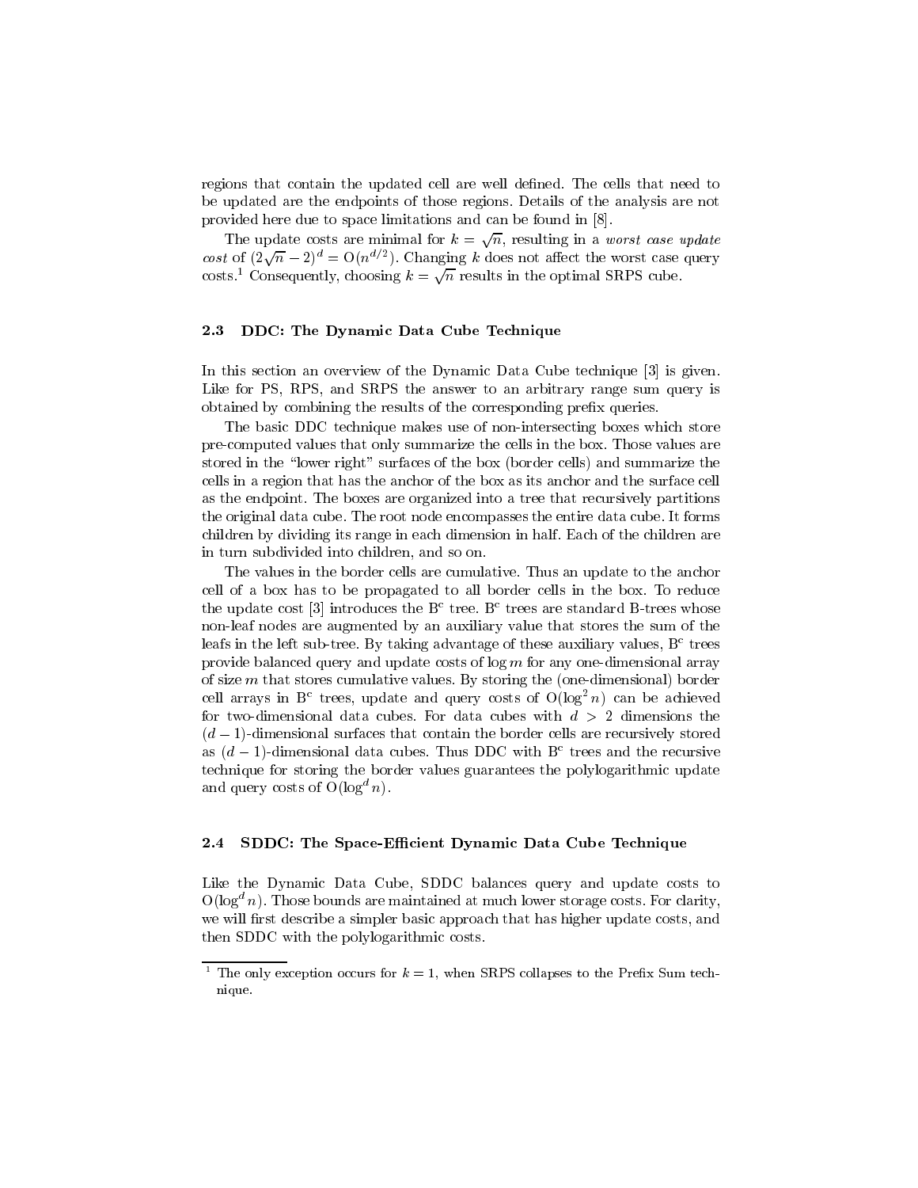regions that contain the updated cell are well defined. The cells that need to be updated are the endpoints of those regions. Details of the analysis are not provided here due to space limitations and can be found in [8].

The update costs are minimal for $k = \sqrt{n}$, resulting in a *worst case update cost* of $(2\sqrt{n} - 2)^d = O(n^{d/2})$. Changing $k$ does not affect the worst case query costs.[1] Consequently, choosing $k = \sqrt{n}$ results in the optimal SRPS cube.

### 2.3 DDC: The Dynamic Data Cube Technique

In this section an overview of the Dynamic Data Cube technique [3] is given. Like for PS, RPS, and SRPS the answer to an arbitrary range sum query is obtained by combining the results of the corresponding prefix queries.

The basic DDC technique makes use of non-intersecting boxes which store pre-computed values that only summarize the cells in the box. Those values are stored in the "lower right" surfaces of the box (border cells) and summarize the cells in a region that has the anchor of the box as its anchor and the surface cell as the endpoint. The boxes are organized into a tree that recursively partitions the original data cube. The root node encompasses the entire data cube. It forms children by dividing its range in each dimension in half. Each of the children are in turn subdivided into children, and so on.

The values in the border cells are cumulative. Thus an update to the anchor cell of a box has to be propagated to all border cells in the box. To reduce the update cost [3] introduces the $B^c$ tree. $B^c$ trees are standard B-trees whose non-leaf nodes are augmented by an auxiliary value that stores the sum of the leafs in the left sub-tree. By taking advantage of these auxiliary values, $B^c$ trees provide balanced query and update costs of $\log m$ for any one-dimensional array of size $m$ that stores cumulative values. By storing the (one-dimensional) border cell arrays in $B^c$ trees, update and query costs of $O(\log^2 n)$ can be achieved for two-dimensional data cubes. For data cubes with $d > 2$ dimensions the $(d-1)$-dimensional surfaces that contain the border cells are recursively stored as $(d-1)$-dimensional data cubes. Thus DDC with $B^c$ trees and the recursive technique for storing the border values guarantees the polylogarithmic update and query costs of $O(\log^d n)$.

### 2.4 SDDC: The Space-Efficient Dynamic Data Cube Technique

Like the Dynamic Data Cube, SDDC balances query and update costs to $O(\log^d n)$. Those bounds are maintained at much lower storage costs. For clarity, we will first describe a simpler basic approach that has higher update costs, and then SDDC with the polylogarithmic costs.

[1] The only exception occurs for $k = 1$, when SRPS collapses to the Prefix Sum technique.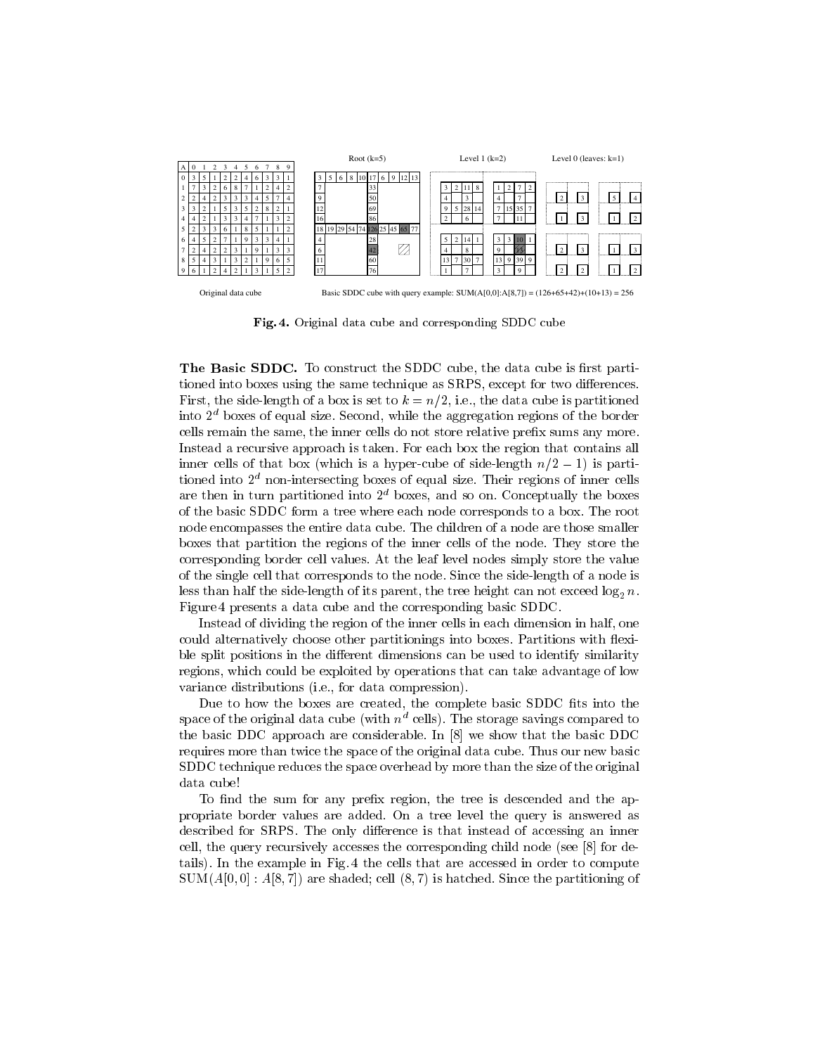| A | 0 | 1 | 2 | 3 | 4 | 5 | 6 | 7 | 8 | 9 |
|---|---|---|---|---|---|---|---|---|---|---|
| 0 | 3 | 5 | 1 | 2 | 2 | 4 | 6 | 3 | 3 | 1 |
| 1 | 7 | 3 | 2 | 6 | 8 | 7 | 1 | 2 | 4 | 2 |
| 2 | 2 | 4 | 2 | 3 | 3 | 3 | 4 | 5 | 7 | 4 |
| 3 | 3 | 2 | 1 | 5 | 3 | 5 | 2 | 8 | 2 | 1 |
| 4 | 4 | 2 | 1 | 3 | 3 | 4 | 7 | 1 | 3 | 2 |
| 5 | 2 | 3 | 3 | 6 | 1 | 8 | 5 | 1 | 1 | 2 |
| 6 | 4 | 5 | 2 | 7 | 1 | 9 | 3 | 3 | 4 | 1 |
| 7 | 2 | 4 | 2 | 2 | 3 | 1 | 9 | 1 | 3 | 3 |
| 8 | 5 | 4 | 3 | 1 | 3 | 2 | 1 | 9 | 6 | 5 |
| 9 | 6 | 1 | 2 | 4 | 2 | 1 | 3 | 1 | 5 | 2 |

Original data cube

Root (k=5)

| | | | | | | | | | |
|---|---|---|---|---|---|---|---|---|---|
| 3 | 5 | 6 | 8 | 10 | 17 | 6 | 9 | 12 | 13 |
| 7 | | | | | 33 | | | | |
| 9 | | | | | 50 | | | | |
| 12 | | | | | 69 | | | | |
| 16 | | | | | 86 | | | | |
| 18 | 19 | 29 | 54 | 74 | 126 | 25 | 45 | 65 | 77 |
| 4 | | | | | 28 | | | | |
| 6 | | | | | 42 | | | | |
| 11 | | | | | 60 | | | | |
| 17 | | | | | 76 | | | | |

Level 1 (k=2)

| | | | | | | | | |
|---|---|---|---|---|---|---|---|---|
| 3 | 2 | 11 | 8 | | 1 | 2 | 7 | 2 |
| 4 | | 3 | | | 4 | | 7 | |
| 9 | 5 | 28 | 14 | | 7 | 15 | 35 | 7 |
| 2 | | 6 | | | 7 | | 11 | |
| | | | | | | | | |
| 5 | 2 | 14 | 1 | | 3 | 3 | 10 | 1 |
| 4 | | 8 | | | 9 | | 13 | |
| 13 | 7 | 30 | 7 | | 13 | 9 | 39 | 9 |
| 1 | | 7 | | | 3 | | 9 | |

Level 0 (leaves: k=1)

| | | | | |
|---|---|---|---|---|
| 2 | 3 | | 5 | 4 |
| 1 | 3 | | 1 | 2 |
| | | | | |
| 2 | 3 | | 1 | 3 |
| 2 | 2 | | 1 | 2 |

Basic SDDC cube with query example: SUM(A[0,0]:A[8,7]) = (126+65+42)+(10+13) = 256

**Fig. 4.** Original data cube and corresponding SDDC cube

**The Basic SDDC.** To construct the SDDC cube, the data cube is first partitioned into boxes using the same technique as SRPS, except for two differences. First, the side-length of a box is set to $k = n/2$, i.e., the data cube is partitioned into $2^d$ boxes of equal size. Second, while the aggregation regions of the border cells remain the same, the inner cells do not store relative prefix sums any more. Instead a recursive approach is taken. For each box the region that contains all inner cells of that box (which is a hyper-cube of side-length $n/2 - 1$) is partitioned into $2^d$ non-intersecting boxes of equal size. Their regions of inner cells are then in turn partitioned into $2^d$ boxes, and so on. Conceptually the boxes of the basic SDDC form a tree where each node corresponds to a box. The root node encompasses the entire data cube. The children of a node are those smaller boxes that partition the regions of the inner cells of the node. They store the corresponding border cell values. At the leaf level nodes simply store the value of the single cell that corresponds to the node. Since the side-length of a node is less than half the side-length of its parent, the tree height can not exceed $\log_2 n$. Figure 4 presents a data cube and the corresponding basic SDDC.

Instead of dividing the region of the inner cells in each dimension in half, one could alternatively choose other partitionings into boxes. Partitions with flexible split positions in the different dimensions can be used to identify similarity regions, which could be exploited by operations that can take advantage of low variance distributions (i.e., for data compression).

Due to how the boxes are created, the complete basic SDDC fits into the space of the original data cube (with $n^d$ cells). The storage savings compared to the basic DDC approach are considerable. In [8] we show that the basic DDC requires more than twice the space of the original data cube. Thus our new basic SDDC technique reduces the space overhead by more than the size of the original data cube!

To find the sum for any prefix region, the tree is descended and the appropriate border values are added. On a tree level the query is answered as described for SRPS. The only difference is that instead of accessing an inner cell, the query recursively accesses the corresponding child node (see [8] for details). In the example in Fig. 4 the cells that are accessed in order to compute $\text{SUM}(A[0,0] : A[8,7])$ are shaded; cell $(8,7)$ is hatched. Since the partitioning of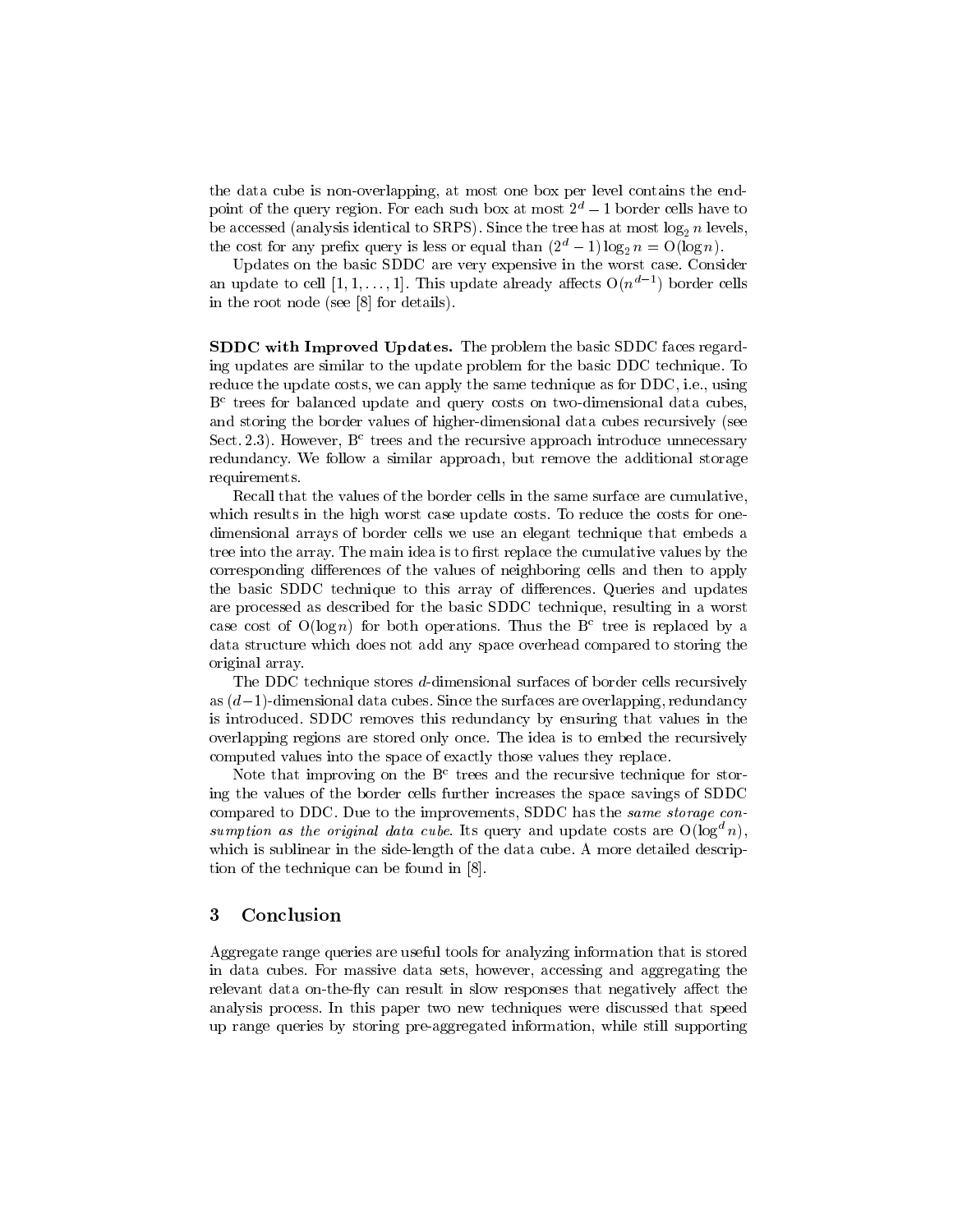the data cube is non-overlapping, at most one box per level contains the end-point of the query region. For each such box at most $2^d - 1$ border cells have to be accessed (analysis identical to SRPS). Since the tree has at most $\log_2 n$ levels, the cost for any prefix query is less or equal than $(2^d - 1)\log_2 n = \mathrm{O}(\log n)$.

Updates on the basic SDDC are very expensive in the worst case. Consider an update to cell $[1, 1, \ldots, 1]$. This update already affects $\mathrm{O}(n^{d-1})$ border cells in the root node (see [8] for details).

**SDDC with Improved Updates.** The problem the basic SDDC faces regarding updates are similar to the update problem for the basic DDC technique. To reduce the update costs, we can apply the same technique as for DDC, i.e., using $\mathrm{B}^c$ trees for balanced update and query costs on two-dimensional data cubes, and storing the border values of higher-dimensional data cubes recursively (see Sect. 2.3). However, $\mathrm{B}^c$ trees and the recursive approach introduce unnecessary redundancy. We follow a similar approach, but remove the additional storage requirements.

Recall that the values of the border cells in the same surface are cumulative, which results in the high worst case update costs. To reduce the costs for one-dimensional arrays of border cells we use an elegant technique that embeds a tree into the array. The main idea is to first replace the cumulative values by the corresponding differences of the values of neighboring cells and then to apply the basic SDDC technique to this array of differences. Queries and updates are processed as described for the basic SDDC technique, resulting in a worst case cost of $\mathrm{O}(\log n)$ for both operations. Thus the $\mathrm{B}^c$ tree is replaced by a data structure which does not add any space overhead compared to storing the original array.

The DDC technique stores $d$-dimensional surfaces of border cells recursively as $(d-1)$-dimensional data cubes. Since the surfaces are overlapping, redundancy is introduced. SDDC removes this redundancy by ensuring that values in the overlapping regions are stored only once. The idea is to embed the recursively computed values into the space of exactly those values they replace.

Note that improving on the $\mathrm{B}^c$ trees and the recursive technique for storing the values of the border cells further increases the space savings of SDDC compared to DDC. Due to the improvements, SDDC has the *same storage consumption as the original data cube*. Its query and update costs are $\mathrm{O}(\log^d n)$, which is sublinear in the side-length of the data cube. A more detailed description of the technique can be found in [8].

## 3 Conclusion

Aggregate range queries are useful tools for analyzing information that is stored in data cubes. For massive data sets, however, accessing and aggregating the relevant data on-the-fly can result in slow responses that negatively affect the analysis process. In this paper two new techniques were discussed that speed up range queries by storing pre-aggregated information, while still supporting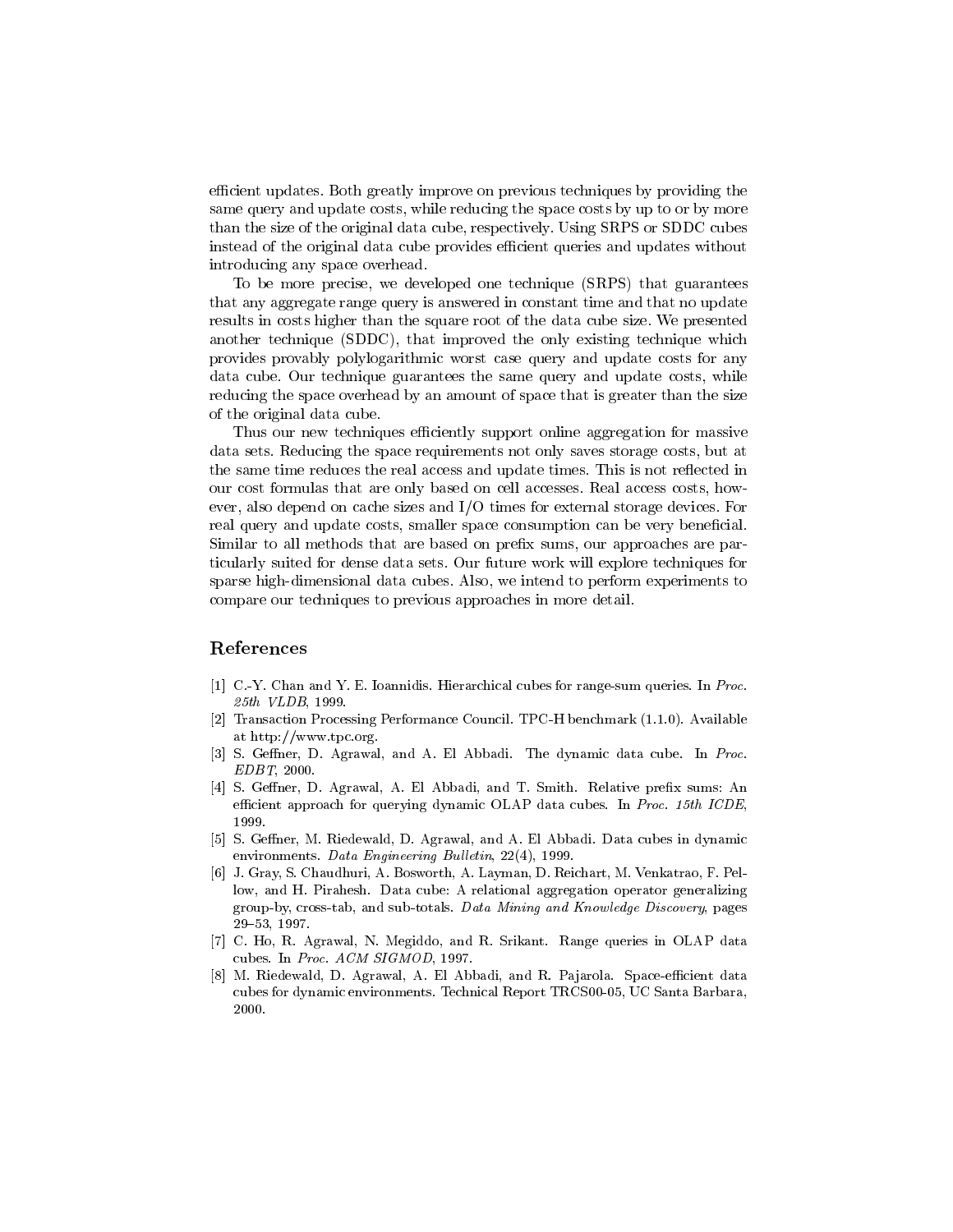efficient updates. Both greatly improve on previous techniques by providing the same query and update costs, while reducing the space costs by up to or by more than the size of the original data cube, respectively. Using SRPS or SDDC cubes instead of the original data cube provides efficient queries and updates without introducing any space overhead.

To be more precise, we developed one technique (SRPS) that guarantees that any aggregate range query is answered in constant time and that no update results in costs higher than the square root of the data cube size. We presented another technique (SDDC), that improved the only existing technique which provides provably polylogarithmic worst case query and update costs for any data cube. Our technique guarantees the same query and update costs, while reducing the space overhead by an amount of space that is greater than the size of the original data cube.

Thus our new techniques efficiently support online aggregation for massive data sets. Reducing the space requirements not only saves storage costs, but at the same time reduces the real access and update times. This is not reflected in our cost formulas that are only based on cell accesses. Real access costs, however, also depend on cache sizes and I/O times for external storage devices. For real query and update costs, smaller space consumption can be very beneficial. Similar to all methods that are based on prefix sums, our approaches are particularly suited for dense data sets. Our future work will explore techniques for sparse high-dimensional data cubes. Also, we intend to perform experiments to compare our techniques to previous approaches in more detail.

## References

1. C.-Y. Chan and Y. E. Ioannidis. Hierarchical cubes for range-sum queries. In *Proc. 25th VLDB*, 1999.
2. Transaction Processing Performance Council. TPC-H benchmark (1.1.0). Available at http://www.tpc.org.
3. S. Geffner, D. Agrawal, and A. El Abbadi. The dynamic data cube. In *Proc. EDBT*, 2000.
4. S. Geffner, D. Agrawal, A. El Abbadi, and T. Smith. Relative prefix sums: An efficient approach for querying dynamic OLAP data cubes. In *Proc. 15th ICDE*, 1999.
5. S. Geffner, M. Riedewald, D. Agrawal, and A. El Abbadi. Data cubes in dynamic environments. *Data Engineering Bulletin*, 22(4), 1999.
6. J. Gray, S. Chaudhuri, A. Bosworth, A. Layman, D. Reichart, M. Venkatrao, F. Pellow, and H. Pirahesh. Data cube: A relational aggregation operator generalizing group-by, cross-tab, and sub-totals. *Data Mining and Knowledge Discovery*, pages 29–53, 1997.
7. C. Ho, R. Agrawal, N. Megiddo, and R. Srikant. Range queries in OLAP data cubes. In *Proc. ACM SIGMOD*, 1997.
8. M. Riedewald, D. Agrawal, A. El Abbadi, and R. Pajarola. Space-efficient data cubes for dynamic environments. Technical Report TRCS00-05, UC Santa Barbara, 2000.